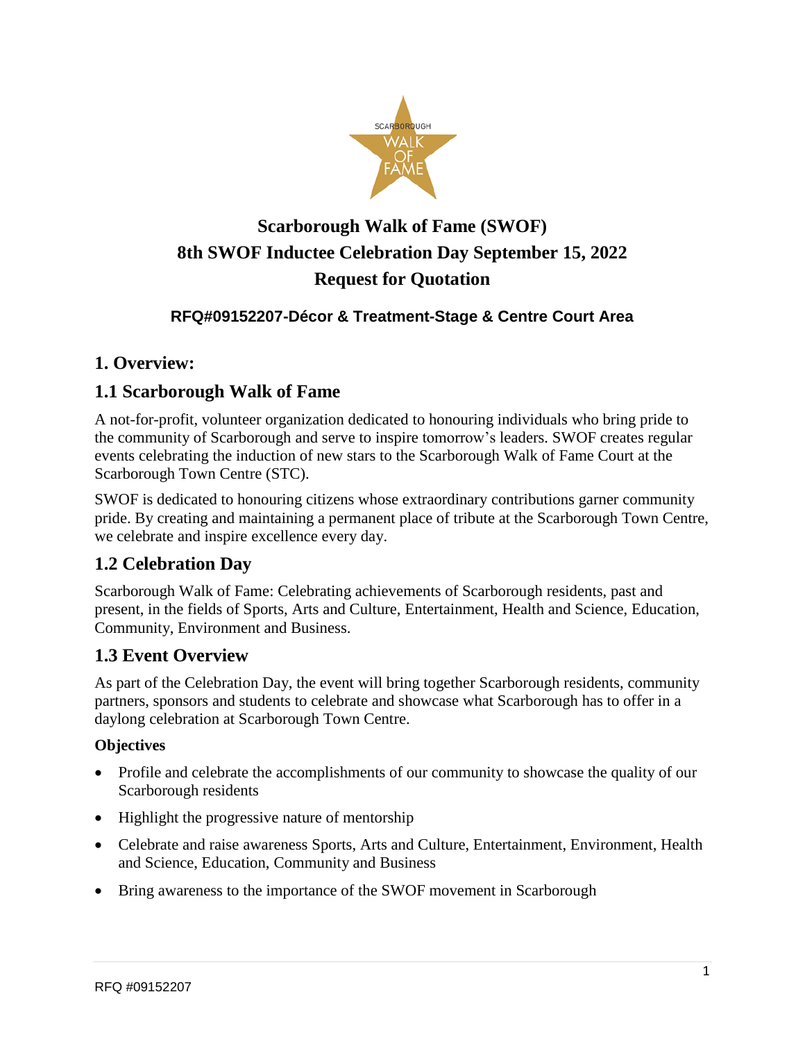# Scarborough Walk of Fame (SWOF)
# 8th SWOF Inductee Celebration Day September 15, 2022
# Request for Quotation

### RFQ#09152207-Décor & Treatment-Stage & Centre Court Area

## 1. Overview:

## 1.1 Scarborough Walk of Fame

A not-for-profit, volunteer organization dedicated to honouring individuals who bring pride to the community of Scarborough and serve to inspire tomorrow's leaders. SWOF creates regular events celebrating the induction of new stars to the Scarborough Walk of Fame Court at the Scarborough Town Centre (STC).

SWOF is dedicated to honouring citizens whose extraordinary contributions garner community pride. By creating and maintaining a permanent place of tribute at the Scarborough Town Centre, we celebrate and inspire excellence every day.

## 1.2 Celebration Day

Scarborough Walk of Fame: Celebrating achievements of Scarborough residents, past and present, in the fields of Sports, Arts and Culture, Entertainment, Health and Science, Education, Community, Environment and Business.

## 1.3 Event Overview

As part of the Celebration Day, the event will bring together Scarborough residents, community partners, sponsors and students to celebrate and showcase what Scarborough has to offer in a daylong celebration at Scarborough Town Centre.

**Objectives**

- Profile and celebrate the accomplishments of our community to showcase the quality of our Scarborough residents
- Highlight the progressive nature of mentorship
- Celebrate and raise awareness Sports, Arts and Culture, Entertainment, Environment, Health and Science, Education, Community and Business
- Bring awareness to the importance of the SWOF movement in Scarborough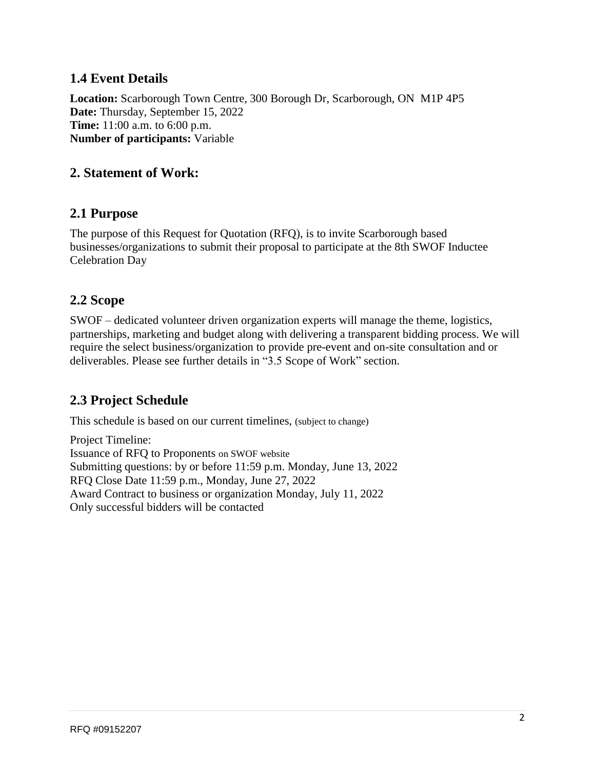## 1.4 Event Details

**Location:** Scarborough Town Centre, 300 Borough Dr, Scarborough, ON  M1P 4P5
**Date:** Thursday, September 15, 2022
**Time:** 11:00 a.m. to 6:00 p.m.
**Number of participants:** Variable

## 2. Statement of Work:

## 2.1 Purpose

The purpose of this Request for Quotation (RFQ), is to invite Scarborough based businesses/organizations to submit their proposal to participate at the 8th SWOF Inductee Celebration Day

## 2.2 Scope

SWOF – dedicated volunteer driven organization experts will manage the theme, logistics, partnerships, marketing and budget along with delivering a transparent bidding process. We will require the select business/organization to provide pre-event and on-site consultation and or deliverables. Please see further details in "3.5 Scope of Work" section.

## 2.3 Project Schedule

This schedule is based on our current timelines, (subject to change)

Project Timeline:
Issuance of RFQ to Proponents on SWOF website
Submitting questions: by or before 11:59 p.m. Monday, June 13, 2022
RFQ Close Date 11:59 p.m., Monday, June 27, 2022
Award Contract to business or organization Monday, July 11, 2022
Only successful bidders will be contacted

RFQ #09152207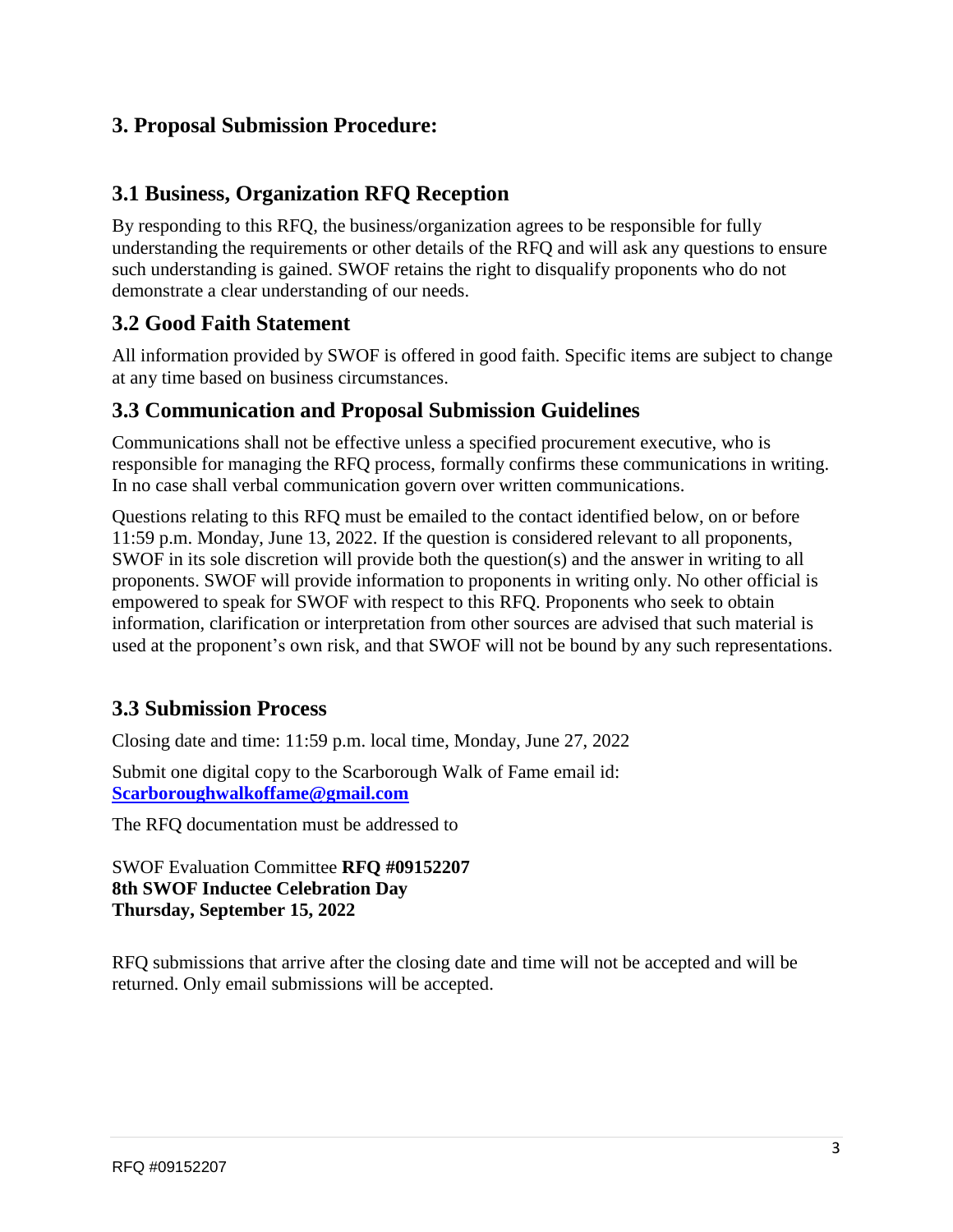## 3. Proposal Submission Procedure:

### 3.1 Business, Organization RFQ Reception

By responding to this RFQ, the business/organization agrees to be responsible for fully understanding the requirements or other details of the RFQ and will ask any questions to ensure such understanding is gained. SWOF retains the right to disqualify proponents who do not demonstrate a clear understanding of our needs.

### 3.2 Good Faith Statement

All information provided by SWOF is offered in good faith. Specific items are subject to change at any time based on business circumstances.

### 3.3 Communication and Proposal Submission Guidelines

Communications shall not be effective unless a specified procurement executive, who is responsible for managing the RFQ process, formally confirms these communications in writing. In no case shall verbal communication govern over written communications.

Questions relating to this RFQ must be emailed to the contact identified below, on or before 11:59 p.m. Monday, June 13, 2022. If the question is considered relevant to all proponents, SWOF in its sole discretion will provide both the question(s) and the answer in writing to all proponents. SWOF will provide information to proponents in writing only. No other official is empowered to speak for SWOF with respect to this RFQ. Proponents who seek to obtain information, clarification or interpretation from other sources are advised that such material is used at the proponent's own risk, and that SWOF will not be bound by any such representations.

### 3.3 Submission Process

Closing date and time: 11:59 p.m. local time, Monday, June 27, 2022

Submit one digital copy to the Scarborough Walk of Fame email id: **Scarboroughwalkoffame@gmail.com**

The RFQ documentation must be addressed to

SWOF Evaluation Committee **RFQ #09152207**
**8th SWOF Inductee Celebration Day**
**Thursday, September 15, 2022**

RFQ submissions that arrive after the closing date and time will not be accepted and will be returned. Only email submissions will be accepted.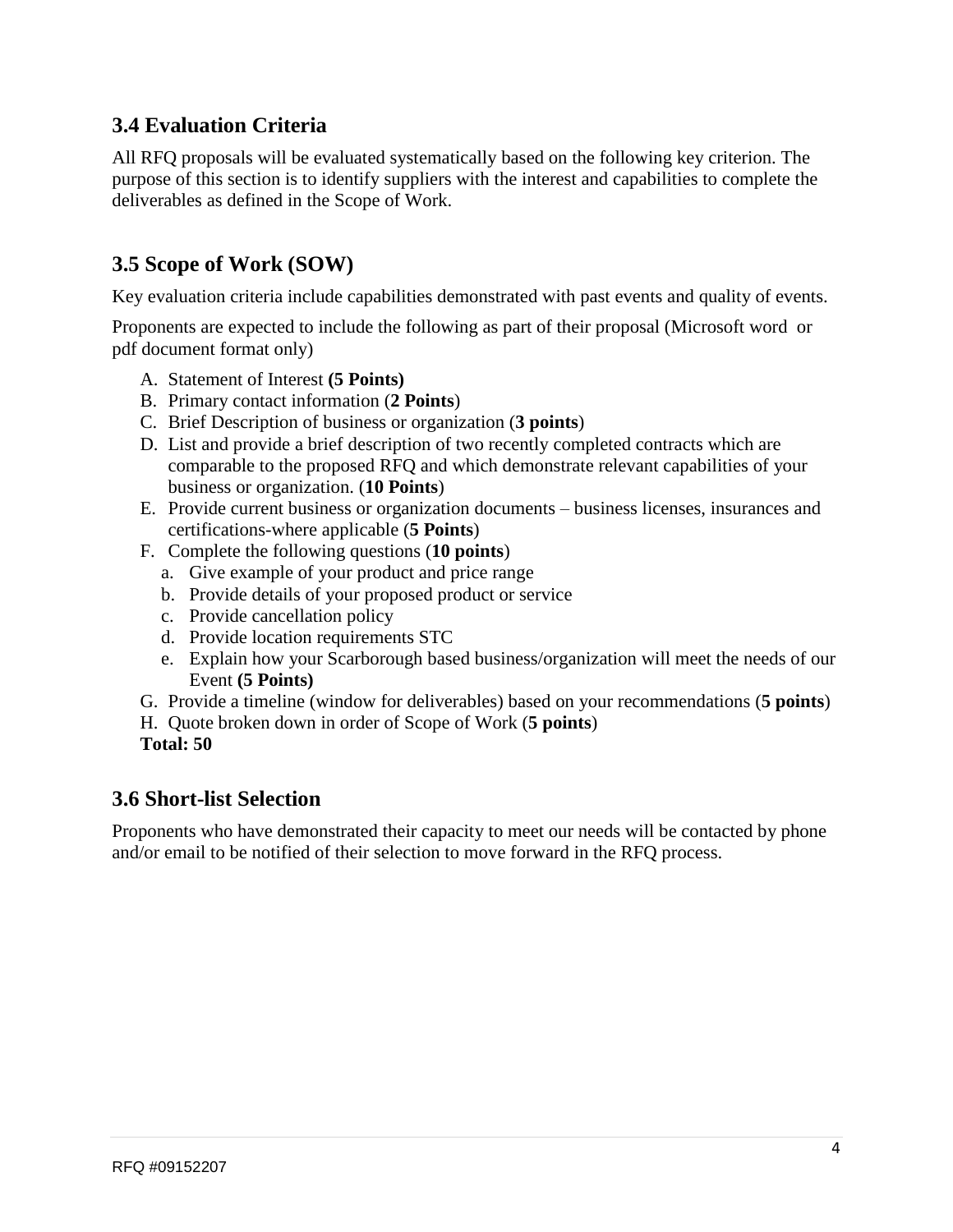## 3.4 Evaluation Criteria

All RFQ proposals will be evaluated systematically based on the following key criterion. The purpose of this section is to identify suppliers with the interest and capabilities to complete the deliverables as defined in the Scope of Work.

## 3.5 Scope of Work (SOW)

Key evaluation criteria include capabilities demonstrated with past events and quality of events.

Proponents are expected to include the following as part of their proposal (Microsoft word or pdf document format only)

A. Statement of Interest **(5 Points)**
B. Primary contact information (**2 Points**)
C. Brief Description of business or organization (**3 points**)
D. List and provide a brief description of two recently completed contracts which are comparable to the proposed RFQ and which demonstrate relevant capabilities of your business or organization. (**10 Points**)
E. Provide current business or organization documents – business licenses, insurances and certifications-where applicable (**5 Points**)
F. Complete the following questions (**10 points**)
   a. Give example of your product and price range
   b. Provide details of your proposed product or service
   c. Provide cancellation policy
   d. Provide location requirements STC
   e. Explain how your Scarborough based business/organization will meet the needs of our Event **(5 Points)**
G. Provide a timeline (window for deliverables) based on your recommendations (**5 points**)
H. Quote broken down in order of Scope of Work (**5 points**)

**Total: 50**

## 3.6 Short-list Selection

Proponents who have demonstrated their capacity to meet our needs will be contacted by phone and/or email to be notified of their selection to move forward in the RFQ process.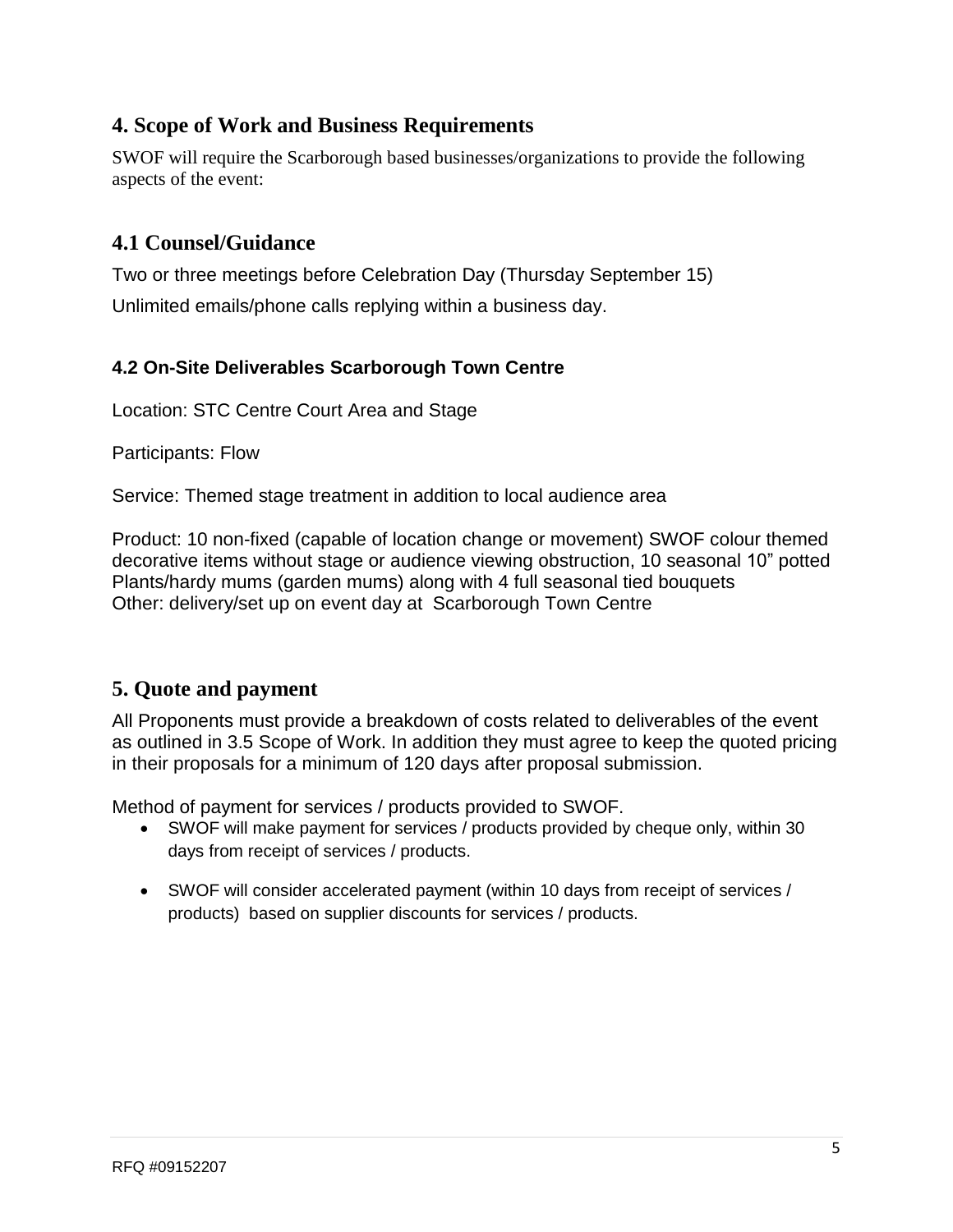## 4. Scope of Work and Business Requirements

SWOF will require the Scarborough based businesses/organizations to provide the following aspects of the event:

## 4.1 Counsel/Guidance

Two or three meetings before Celebration Day (Thursday September 15)

Unlimited emails/phone calls replying within a business day.

### 4.2 On-Site Deliverables Scarborough Town Centre

Location: STC Centre Court Area and Stage

Participants: Flow

Service: Themed stage treatment in addition to local audience area

Product: 10 non-fixed (capable of location change or movement) SWOF colour themed decorative items without stage or audience viewing obstruction, 10 seasonal 10" potted Plants/hardy mums (garden mums) along with 4 full seasonal tied bouquets
Other: delivery/set up on event day at Scarborough Town Centre

## 5. Quote and payment

All Proponents must provide a breakdown of costs related to deliverables of the event as outlined in 3.5 Scope of Work. In addition they must agree to keep the quoted pricing in their proposals for a minimum of 120 days after proposal submission.

Method of payment for services / products provided to SWOF.

- SWOF will make payment for services / products provided by cheque only, within 30 days from receipt of services / products.
- SWOF will consider accelerated payment (within 10 days from receipt of services / products) based on supplier discounts for services / products.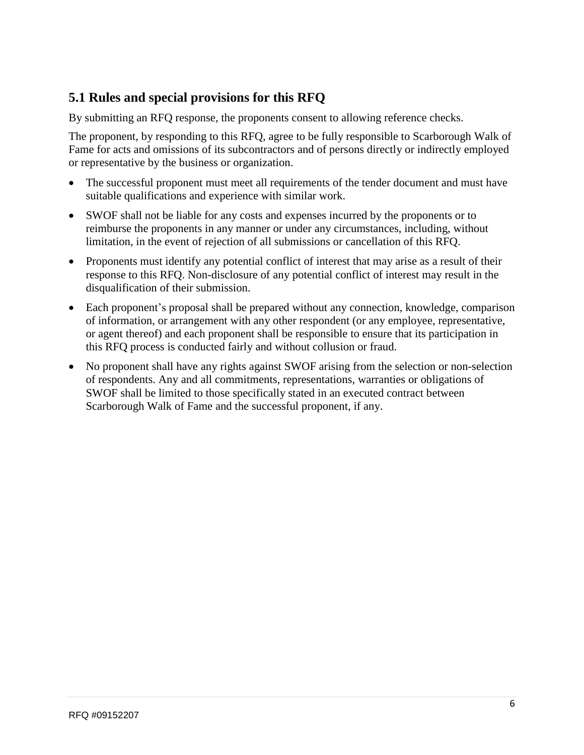## 5.1 Rules and special provisions for this RFQ

By submitting an RFQ response, the proponents consent to allowing reference checks.

The proponent, by responding to this RFQ, agree to be fully responsible to Scarborough Walk of Fame for acts and omissions of its subcontractors and of persons directly or indirectly employed or representative by the business or organization.

- The successful proponent must meet all requirements of the tender document and must have suitable qualifications and experience with similar work.
- SWOF shall not be liable for any costs and expenses incurred by the proponents or to reimburse the proponents in any manner or under any circumstances, including, without limitation, in the event of rejection of all submissions or cancellation of this RFQ.
- Proponents must identify any potential conflict of interest that may arise as a result of their response to this RFQ. Non-disclosure of any potential conflict of interest may result in the disqualification of their submission.
- Each proponent's proposal shall be prepared without any connection, knowledge, comparison of information, or arrangement with any other respondent (or any employee, representative, or agent thereof) and each proponent shall be responsible to ensure that its participation in this RFQ process is conducted fairly and without collusion or fraud.
- No proponent shall have any rights against SWOF arising from the selection or non-selection of respondents. Any and all commitments, representations, warranties or obligations of SWOF shall be limited to those specifically stated in an executed contract between Scarborough Walk of Fame and the successful proponent, if any.